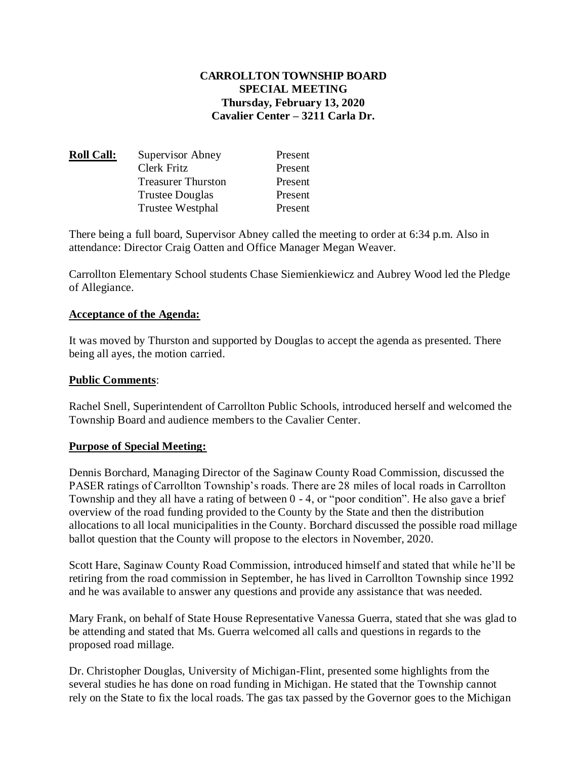**CARROLLTON TOWNSHIP BOARD**
**SPECIAL MEETING**
**Thursday, February 13, 2020**
**Cavalier Center – 3211 Carla Dr.**

| **Roll Call:** | Supervisor Abney | Present |
|---|---|---|
| | Clerk Fritz | Present |
| | Treasurer Thurston | Present |
| | Trustee Douglas | Present |
| | Trustee Westphal | Present |

There being a full board, Supervisor Abney called the meeting to order at 6:34 p.m. Also in attendance: Director Craig Oatten and Office Manager Megan Weaver.

Carrollton Elementary School students Chase Siemienkiewicz and Aubrey Wood led the Pledge of Allegiance.

**Acceptance of the Agenda:**

It was moved by Thurston and supported by Douglas to accept the agenda as presented. There being all ayes, the motion carried.

**Public Comments**:

Rachel Snell, Superintendent of Carrollton Public Schools, introduced herself and welcomed the Township Board and audience members to the Cavalier Center.

**Purpose of Special Meeting:**

Dennis Borchard, Managing Director of the Saginaw County Road Commission, discussed the PASER ratings of Carrollton Township's roads. There are 28 miles of local roads in Carrollton Township and they all have a rating of between 0 - 4, or "poor condition". He also gave a brief overview of the road funding provided to the County by the State and then the distribution allocations to all local municipalities in the County. Borchard discussed the possible road millage ballot question that the County will propose to the electors in November, 2020.

Scott Hare, Saginaw County Road Commission, introduced himself and stated that while he'll be retiring from the road commission in September, he has lived in Carrollton Township since 1992 and he was available to answer any questions and provide any assistance that was needed.

Mary Frank, on behalf of State House Representative Vanessa Guerra, stated that she was glad to be attending and stated that Ms. Guerra welcomed all calls and questions in regards to the proposed road millage.

Dr. Christopher Douglas, University of Michigan-Flint, presented some highlights from the several studies he has done on road funding in Michigan. He stated that the Township cannot rely on the State to fix the local roads. The gas tax passed by the Governor goes to the Michigan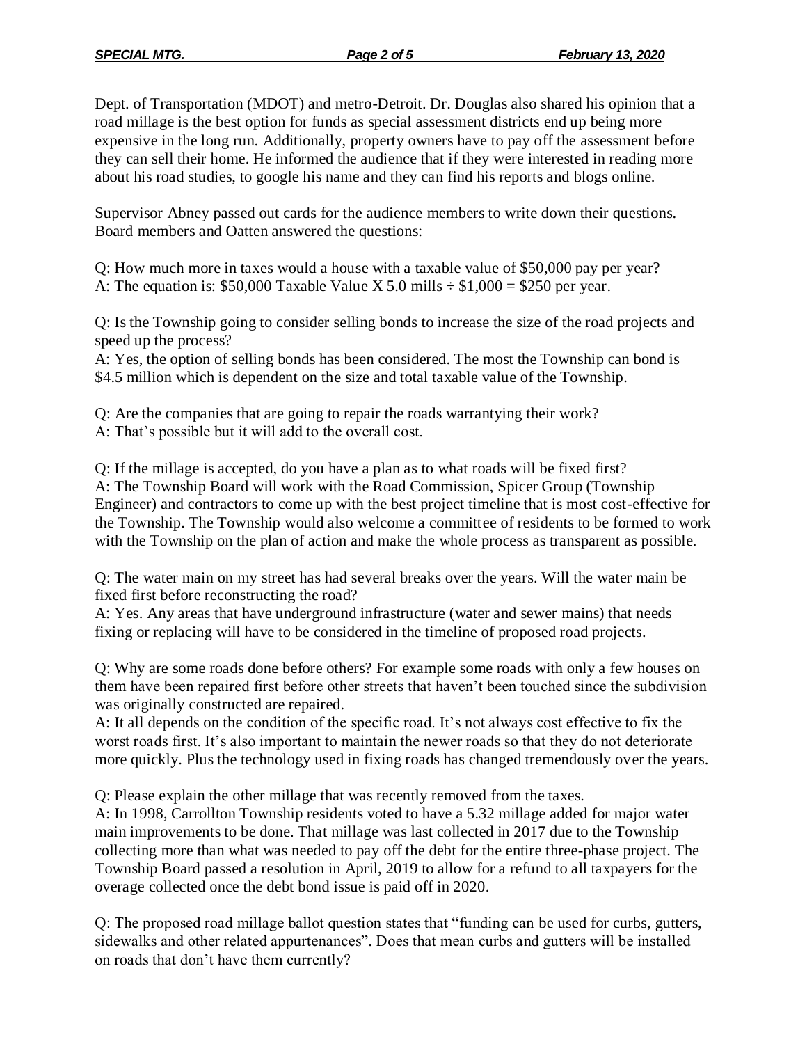Dept. of Transportation (MDOT) and metro-Detroit. Dr. Douglas also shared his opinion that a road millage is the best option for funds as special assessment districts end up being more expensive in the long run. Additionally, property owners have to pay off the assessment before they can sell their home. He informed the audience that if they were interested in reading more about his road studies, to google his name and they can find his reports and blogs online.

Supervisor Abney passed out cards for the audience members to write down their questions. Board members and Oatten answered the questions:

Q: How much more in taxes would a house with a taxable value of $50,000 pay per year?
A: The equation is: $50,000 Taxable Value X 5.0 mills ÷ $1,000 = $250 per year.

Q: Is the Township going to consider selling bonds to increase the size of the road projects and speed up the process?
A: Yes, the option of selling bonds has been considered. The most the Township can bond is $4.5 million which is dependent on the size and total taxable value of the Township.

Q: Are the companies that are going to repair the roads warrantying their work?
A: That's possible but it will add to the overall cost.

Q: If the millage is accepted, do you have a plan as to what roads will be fixed first?
A: The Township Board will work with the Road Commission, Spicer Group (Township Engineer) and contractors to come up with the best project timeline that is most cost-effective for the Township. The Township would also welcome a committee of residents to be formed to work with the Township on the plan of action and make the whole process as transparent as possible.

Q: The water main on my street has had several breaks over the years. Will the water main be fixed first before reconstructing the road?
A: Yes. Any areas that have underground infrastructure (water and sewer mains) that needs fixing or replacing will have to be considered in the timeline of proposed road projects.

Q: Why are some roads done before others? For example some roads with only a few houses on them have been repaired first before other streets that haven't been touched since the subdivision was originally constructed are repaired.
A: It all depends on the condition of the specific road. It's not always cost effective to fix the worst roads first. It's also important to maintain the newer roads so that they do not deteriorate more quickly. Plus the technology used in fixing roads has changed tremendously over the years.

Q: Please explain the other millage that was recently removed from the taxes.
A: In 1998, Carrollton Township residents voted to have a 5.32 millage added for major water main improvements to be done. That millage was last collected in 2017 due to the Township collecting more than what was needed to pay off the debt for the entire three-phase project. The Township Board passed a resolution in April, 2019 to allow for a refund to all taxpayers for the overage collected once the debt bond issue is paid off in 2020.

Q: The proposed road millage ballot question states that "funding can be used for curbs, gutters, sidewalks and other related appurtenances". Does that mean curbs and gutters will be installed on roads that don't have them currently?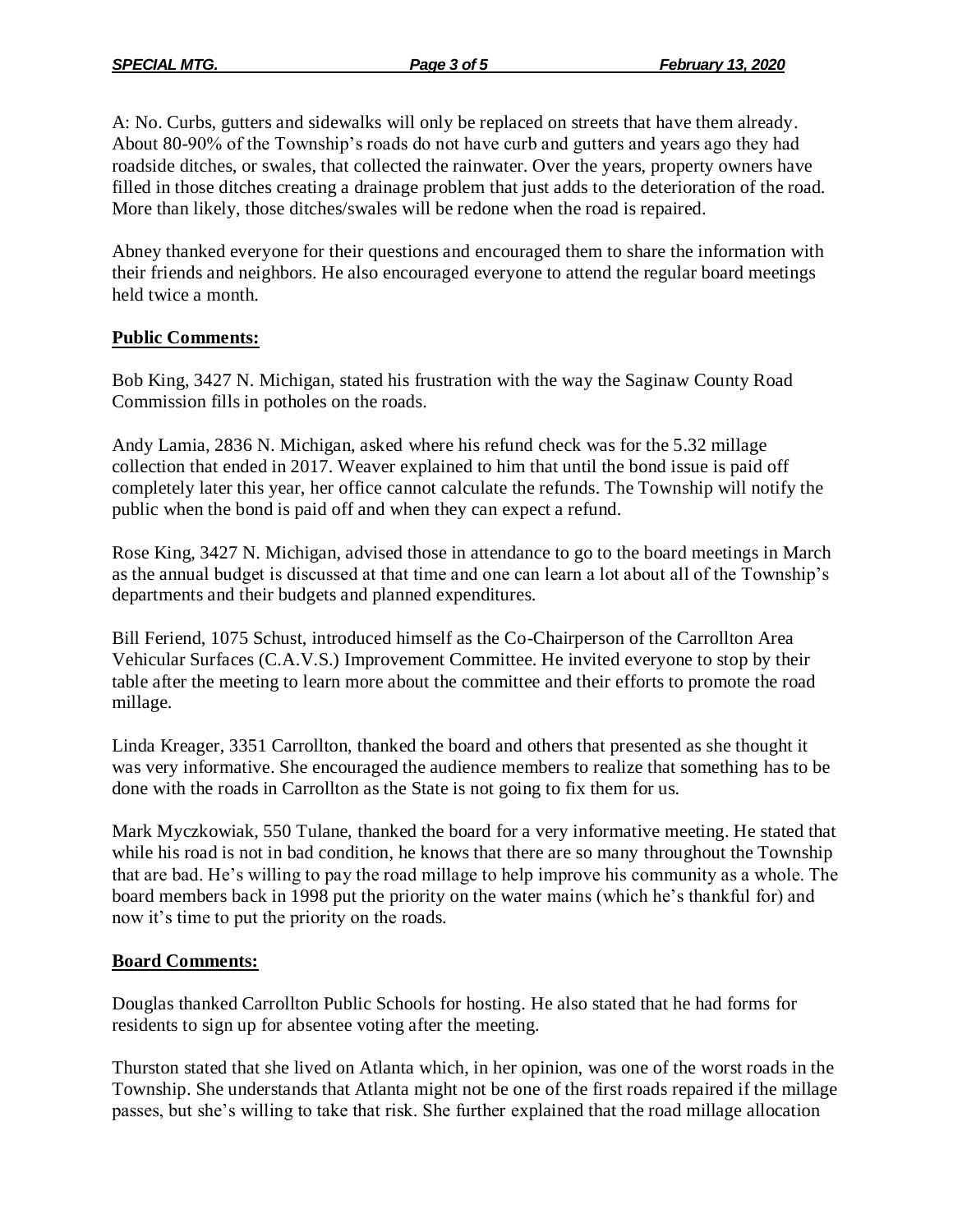A: No. Curbs, gutters and sidewalks will only be replaced on streets that have them already. About 80-90% of the Township's roads do not have curb and gutters and years ago they had roadside ditches, or swales, that collected the rainwater. Over the years, property owners have filled in those ditches creating a drainage problem that just adds to the deterioration of the road. More than likely, those ditches/swales will be redone when the road is repaired.

Abney thanked everyone for their questions and encouraged them to share the information with their friends and neighbors. He also encouraged everyone to attend the regular board meetings held twice a month.

**Public Comments:**

Bob King, 3427 N. Michigan, stated his frustration with the way the Saginaw County Road Commission fills in potholes on the roads.

Andy Lamia, 2836 N. Michigan, asked where his refund check was for the 5.32 millage collection that ended in 2017. Weaver explained to him that until the bond issue is paid off completely later this year, her office cannot calculate the refunds. The Township will notify the public when the bond is paid off and when they can expect a refund.

Rose King, 3427 N. Michigan, advised those in attendance to go to the board meetings in March as the annual budget is discussed at that time and one can learn a lot about all of the Township's departments and their budgets and planned expenditures.

Bill Feriend, 1075 Schust, introduced himself as the Co-Chairperson of the Carrollton Area Vehicular Surfaces (C.A.V.S.) Improvement Committee. He invited everyone to stop by their table after the meeting to learn more about the committee and their efforts to promote the road millage.

Linda Kreager, 3351 Carrollton, thanked the board and others that presented as she thought it was very informative. She encouraged the audience members to realize that something has to be done with the roads in Carrollton as the State is not going to fix them for us.

Mark Myczkowiak, 550 Tulane, thanked the board for a very informative meeting. He stated that while his road is not in bad condition, he knows that there are so many throughout the Township that are bad. He's willing to pay the road millage to help improve his community as a whole. The board members back in 1998 put the priority on the water mains (which he's thankful for) and now it's time to put the priority on the roads.

**Board Comments:**

Douglas thanked Carrollton Public Schools for hosting. He also stated that he had forms for residents to sign up for absentee voting after the meeting.

Thurston stated that she lived on Atlanta which, in her opinion, was one of the worst roads in the Township. She understands that Atlanta might not be one of the first roads repaired if the millage passes, but she's willing to take that risk. She further explained that the road millage allocation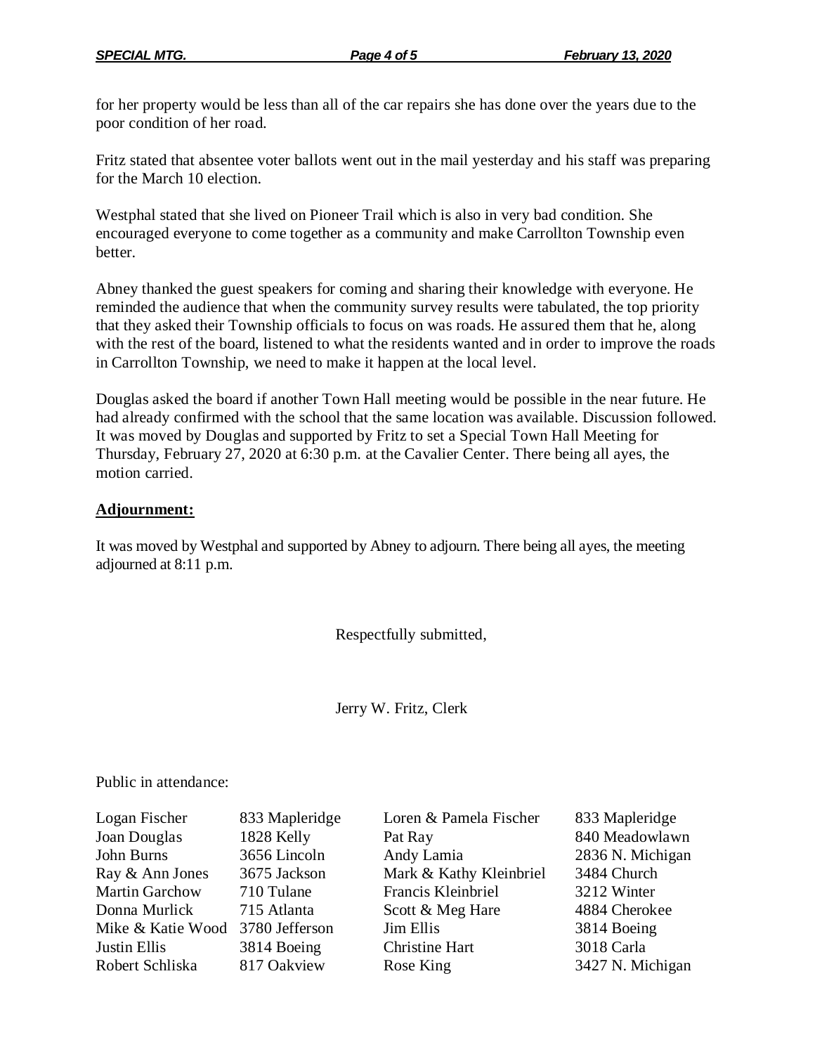for her property would be less than all of the car repairs she has done over the years due to the poor condition of her road.

Fritz stated that absentee voter ballots went out in the mail yesterday and his staff was preparing for the March 10 election.

Westphal stated that she lived on Pioneer Trail which is also in very bad condition. She encouraged everyone to come together as a community and make Carrollton Township even better.

Abney thanked the guest speakers for coming and sharing their knowledge with everyone. He reminded the audience that when the community survey results were tabulated, the top priority that they asked their Township officials to focus on was roads. He assured them that he, along with the rest of the board, listened to what the residents wanted and in order to improve the roads in Carrollton Township, we need to make it happen at the local level.

Douglas asked the board if another Town Hall meeting would be possible in the near future. He had already confirmed with the school that the same location was available. Discussion followed. It was moved by Douglas and supported by Fritz to set a Special Town Hall Meeting for Thursday, February 27, 2020 at 6:30 p.m. at the Cavalier Center. There being all ayes, the motion carried.

**Adjournment:**

It was moved by Westphal and supported by Abney to adjourn. There being all ayes, the meeting adjourned at 8:11 p.m.

Respectfully submitted,

Jerry W. Fritz, Clerk

Public in attendance:

| | | | |
|---|---|---|---|
| Logan Fischer | 833 Mapleridge | Loren & Pamela Fischer | 833 Mapleridge |
| Joan Douglas | 1828 Kelly | Pat Ray | 840 Meadowlawn |
| John Burns | 3656 Lincoln | Andy Lamia | 2836 N. Michigan |
| Ray & Ann Jones | 3675 Jackson | Mark & Kathy Kleinbriel | 3484 Church |
| Martin Garchow | 710 Tulane | Francis Kleinbriel | 3212 Winter |
| Donna Murlick | 715 Atlanta | Scott & Meg Hare | 4884 Cherokee |
| Mike & Katie Wood | 3780 Jefferson | Jim Ellis | 3814 Boeing |
| Justin Ellis | 3814 Boeing | Christine Hart | 3018 Carla |
| Robert Schliska | 817 Oakview | Rose King | 3427 N. Michigan |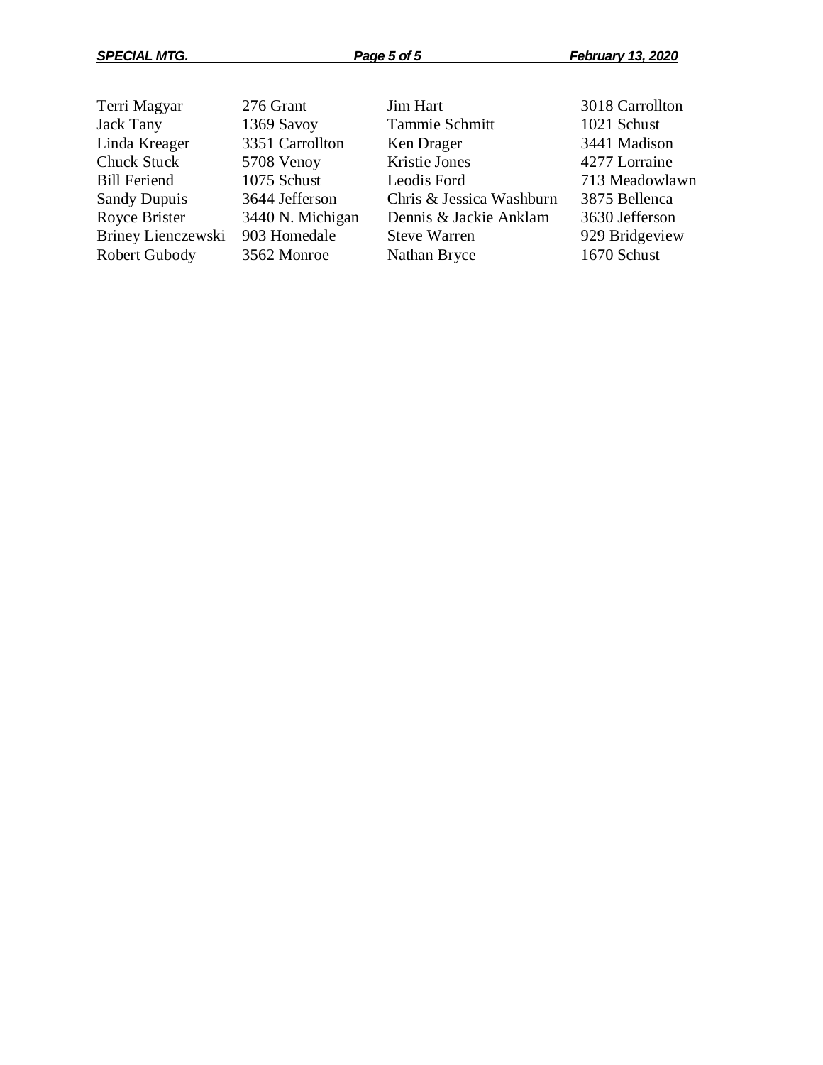| | | | |
|---|---|---|---|
| Terri Magyar | 276 Grant | Jim Hart | 3018 Carrollton |
| Jack Tany | 1369 Savoy | Tammie Schmitt | 1021 Schust |
| Linda Kreager | 3351 Carrollton | Ken Drager | 3441 Madison |
| Chuck Stuck | 5708 Venoy | Kristie Jones | 4277 Lorraine |
| Bill Feriend | 1075 Schust | Leodis Ford | 713 Meadowlawn |
| Sandy Dupuis | 3644 Jefferson | Chris & Jessica Washburn | 3875 Bellenca |
| Royce Brister | 3440 N. Michigan | Dennis & Jackie Anklam | 3630 Jefferson |
| Briney Lienczewski | 903 Homedale | Steve Warren | 929 Bridgeview |
| Robert Gubody | 3562 Monroe | Nathan Bryce | 1670 Schust |